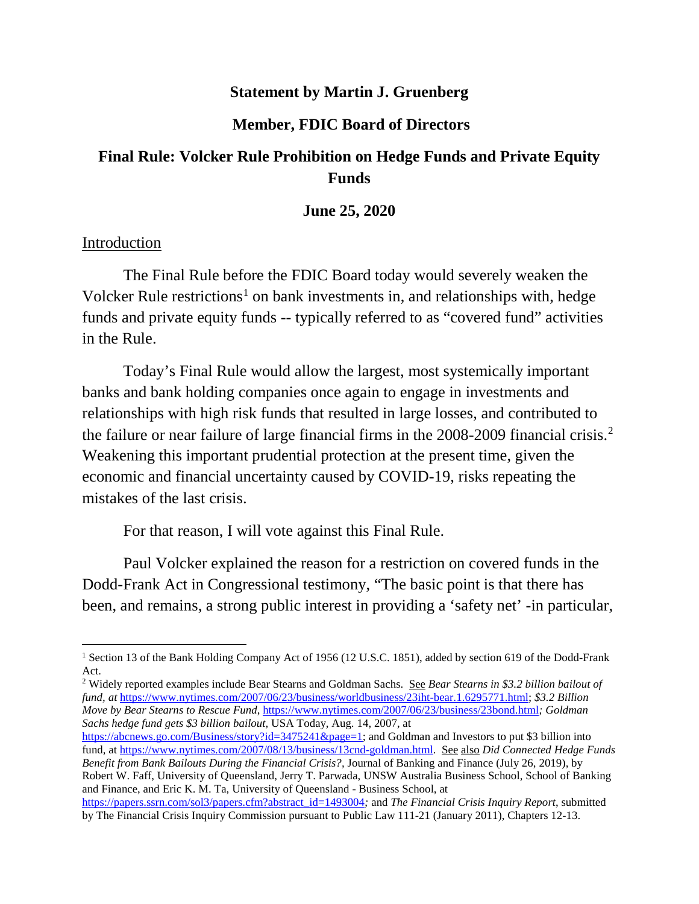**Statement by Martin J. Gruenberg**

**Member, FDIC Board of Directors**

**Final Rule: Volcker Rule Prohibition on Hedge Funds and Private Equity Funds**

**June 25, 2020**

Introduction

The Final Rule before the FDIC Board today would severely weaken the Volcker Rule restrictions[1] on bank investments in, and relationships with, hedge funds and private equity funds -- typically referred to as "covered fund" activities in the Rule.

Today's Final Rule would allow the largest, most systemically important banks and bank holding companies once again to engage in investments and relationships with high risk funds that resulted in large losses, and contributed to the failure or near failure of large financial firms in the 2008-2009 financial crisis.[2] Weakening this important prudential protection at the present time, given the economic and financial uncertainty caused by COVID-19, risks repeating the mistakes of the last crisis.

For that reason, I will vote against this Final Rule.

Paul Volcker explained the reason for a restriction on covered funds in the Dodd-Frank Act in Congressional testimony, "The basic point is that there has been, and remains, a strong public interest in providing a 'safety net' -in particular,

---

[1] Section 13 of the Bank Holding Company Act of 1956 (12 U.S.C. 1851), added by section 619 of the Dodd-Frank Act.

[2] Widely reported examples include Bear Stearns and Goldman Sachs. See *Bear Stearns in $3.2 billion bailout of fund, at* https://www.nytimes.com/2007/06/23/business/worldbusiness/23iht-bear.1.6295771.html; *$3.2 Billion Move by Bear Stearns to Rescue Fund,* https://www.nytimes.com/2007/06/23/business/23bond.html*; Goldman Sachs hedge fund gets $3 billion bailout,* USA Today, Aug. 14, 2007, at https://abcnews.go.com/Business/story?id=3475241&page=1; and Goldman and Investors to put $3 billion into fund, at https://www.nytimes.com/2007/08/13/business/13cnd-goldman.html. See also *Did Connected Hedge Funds Benefit from Bank Bailouts During the Financial Crisis?,* Journal of Banking and Finance (July 26, 2019), by Robert W. Faff, University of Queensland, Jerry T. Parwada, UNSW Australia Business School, School of Banking and Finance, and Eric K. M. Ta, University of Queensland - Business School, at https://papers.ssrn.com/sol3/papers.cfm?abstract_id=1493004*;* and *The Financial Crisis Inquiry Report*, submitted by The Financial Crisis Inquiry Commission pursuant to Public Law 111-21 (January 2011), Chapters 12-13.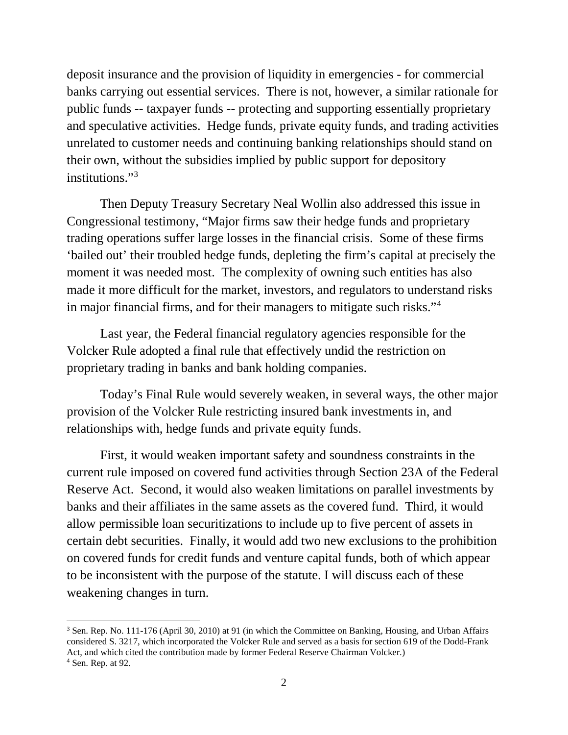deposit insurance and the provision of liquidity in emergencies - for commercial banks carrying out essential services. There is not, however, a similar rationale for public funds -- taxpayer funds -- protecting and supporting essentially proprietary and speculative activities. Hedge funds, private equity funds, and trading activities unrelated to customer needs and continuing banking relationships should stand on their own, without the subsidies implied by public support for depository institutions."[3]

Then Deputy Treasury Secretary Neal Wollin also addressed this issue in Congressional testimony, "Major firms saw their hedge funds and proprietary trading operations suffer large losses in the financial crisis. Some of these firms 'bailed out' their troubled hedge funds, depleting the firm's capital at precisely the moment it was needed most. The complexity of owning such entities has also made it more difficult for the market, investors, and regulators to understand risks in major financial firms, and for their managers to mitigate such risks."[4]

Last year, the Federal financial regulatory agencies responsible for the Volcker Rule adopted a final rule that effectively undid the restriction on proprietary trading in banks and bank holding companies.

Today's Final Rule would severely weaken, in several ways, the other major provision of the Volcker Rule restricting insured bank investments in, and relationships with, hedge funds and private equity funds.

First, it would weaken important safety and soundness constraints in the current rule imposed on covered fund activities through Section 23A of the Federal Reserve Act. Second, it would also weaken limitations on parallel investments by banks and their affiliates in the same assets as the covered fund. Third, it would allow permissible loan securitizations to include up to five percent of assets in certain debt securities. Finally, it would add two new exclusions to the prohibition on covered funds for credit funds and venture capital funds, both of which appear to be inconsistent with the purpose of the statute. I will discuss each of these weakening changes in turn.

---

[3] Sen. Rep. No. 111-176 (April 30, 2010) at 91 (in which the Committee on Banking, Housing, and Urban Affairs considered S. 3217, which incorporated the Volcker Rule and served as a basis for section 619 of the Dodd-Frank Act, and which cited the contribution made by former Federal Reserve Chairman Volcker.)

[4] Sen. Rep. at 92.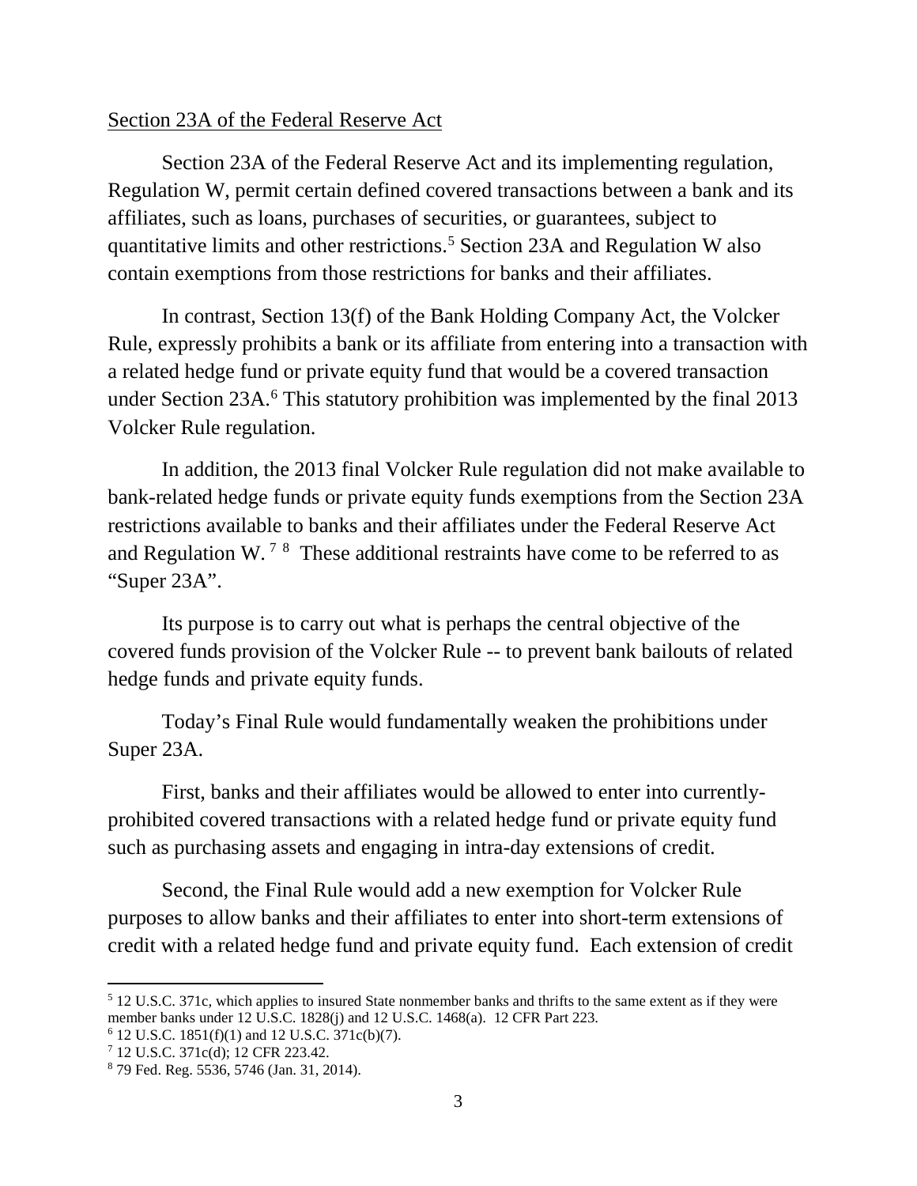Section 23A of the Federal Reserve Act

Section 23A of the Federal Reserve Act and its implementing regulation, Regulation W, permit certain defined covered transactions between a bank and its affiliates, such as loans, purchases of securities, or guarantees, subject to quantitative limits and other restrictions.[5] Section 23A and Regulation W also contain exemptions from those restrictions for banks and their affiliates.

In contrast, Section 13(f) of the Bank Holding Company Act, the Volcker Rule, expressly prohibits a bank or its affiliate from entering into a transaction with a related hedge fund or private equity fund that would be a covered transaction under Section 23A.[6] This statutory prohibition was implemented by the final 2013 Volcker Rule regulation.

In addition, the 2013 final Volcker Rule regulation did not make available to bank-related hedge funds or private equity funds exemptions from the Section 23A restrictions available to banks and their affiliates under the Federal Reserve Act and Regulation W.[7] [8] These additional restraints have come to be referred to as "Super 23A".

Its purpose is to carry out what is perhaps the central objective of the covered funds provision of the Volcker Rule -- to prevent bank bailouts of related hedge funds and private equity funds.

Today's Final Rule would fundamentally weaken the prohibitions under Super 23A.

First, banks and their affiliates would be allowed to enter into currently-prohibited covered transactions with a related hedge fund or private equity fund such as purchasing assets and engaging in intra-day extensions of credit.

Second, the Final Rule would add a new exemption for Volcker Rule purposes to allow banks and their affiliates to enter into short-term extensions of credit with a related hedge fund and private equity fund. Each extension of credit

---

[5] 12 U.S.C. 371c, which applies to insured State nonmember banks and thrifts to the same extent as if they were member banks under 12 U.S.C. 1828(j) and 12 U.S.C. 1468(a). 12 CFR Part 223.

[6] 12 U.S.C. 1851(f)(1) and 12 U.S.C. 371c(b)(7).

[7] 12 U.S.C. 371c(d); 12 CFR 223.42.

[8] 79 Fed. Reg. 5536, 5746 (Jan. 31, 2014).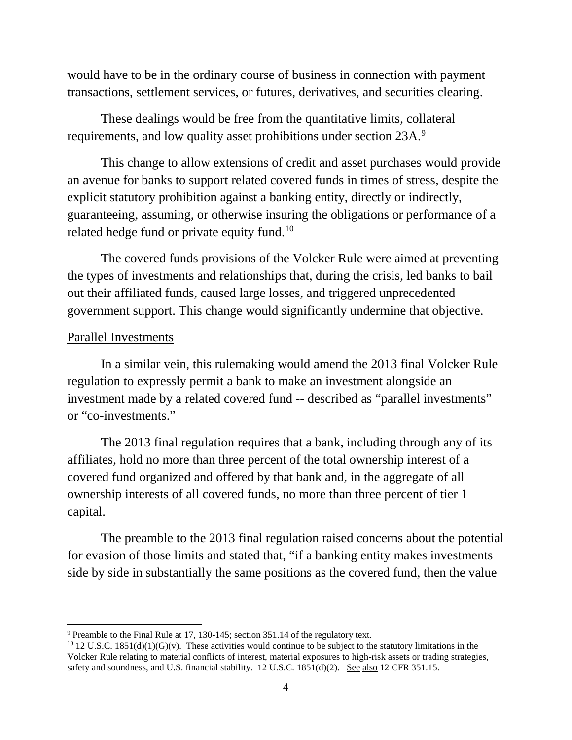would have to be in the ordinary course of business in connection with payment transactions, settlement services, or futures, derivatives, and securities clearing.

These dealings would be free from the quantitative limits, collateral requirements, and low quality asset prohibitions under section 23A.[9]

This change to allow extensions of credit and asset purchases would provide an avenue for banks to support related covered funds in times of stress, despite the explicit statutory prohibition against a banking entity, directly or indirectly, guaranteeing, assuming, or otherwise insuring the obligations or performance of a related hedge fund or private equity fund.[10]

The covered funds provisions of the Volcker Rule were aimed at preventing the types of investments and relationships that, during the crisis, led banks to bail out their affiliated funds, caused large losses, and triggered unprecedented government support. This change would significantly undermine that objective.

Parallel Investments

In a similar vein, this rulemaking would amend the 2013 final Volcker Rule regulation to expressly permit a bank to make an investment alongside an investment made by a related covered fund -- described as "parallel investments" or "co-investments."

The 2013 final regulation requires that a bank, including through any of its affiliates, hold no more than three percent of the total ownership interest of a covered fund organized and offered by that bank and, in the aggregate of all ownership interests of all covered funds, no more than three percent of tier 1 capital.

The preamble to the 2013 final regulation raised concerns about the potential for evasion of those limits and stated that, "if a banking entity makes investments side by side in substantially the same positions as the covered fund, then the value

---

[9] Preamble to the Final Rule at 17, 130-145; section 351.14 of the regulatory text.

[10] 12 U.S.C. 1851(d)(1)(G)(v). These activities would continue to be subject to the statutory limitations in the Volcker Rule relating to material conflicts of interest, material exposures to high-risk assets or trading strategies, safety and soundness, and U.S. financial stability. 12 U.S.C. 1851(d)(2). See also 12 CFR 351.15.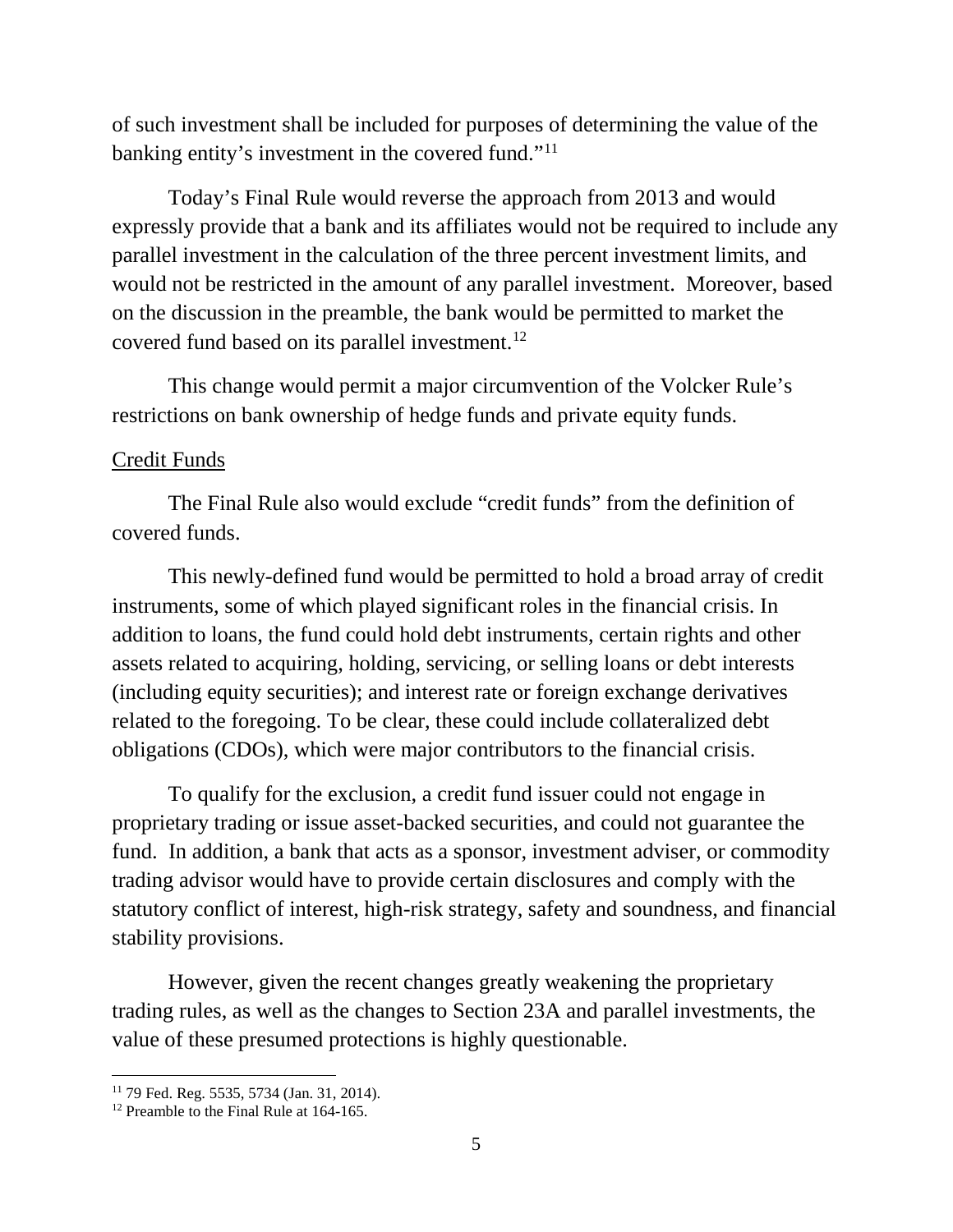of such investment shall be included for purposes of determining the value of the banking entity's investment in the covered fund."[11]

Today's Final Rule would reverse the approach from 2013 and would expressly provide that a bank and its affiliates would not be required to include any parallel investment in the calculation of the three percent investment limits, and would not be restricted in the amount of any parallel investment. Moreover, based on the discussion in the preamble, the bank would be permitted to market the covered fund based on its parallel investment.[12]

This change would permit a major circumvention of the Volcker Rule's restrictions on bank ownership of hedge funds and private equity funds.

Credit Funds

The Final Rule also would exclude "credit funds" from the definition of covered funds.

This newly-defined fund would be permitted to hold a broad array of credit instruments, some of which played significant roles in the financial crisis. In addition to loans, the fund could hold debt instruments, certain rights and other assets related to acquiring, holding, servicing, or selling loans or debt interests (including equity securities); and interest rate or foreign exchange derivatives related to the foregoing. To be clear, these could include collateralized debt obligations (CDOs), which were major contributors to the financial crisis.

To qualify for the exclusion, a credit fund issuer could not engage in proprietary trading or issue asset-backed securities, and could not guarantee the fund. In addition, a bank that acts as a sponsor, investment adviser, or commodity trading advisor would have to provide certain disclosures and comply with the statutory conflict of interest, high-risk strategy, safety and soundness, and financial stability provisions.

However, given the recent changes greatly weakening the proprietary trading rules, as well as the changes to Section 23A and parallel investments, the value of these presumed protections is highly questionable.

[11] 79 Fed. Reg. 5535, 5734 (Jan. 31, 2014).

[12] Preamble to the Final Rule at 164-165.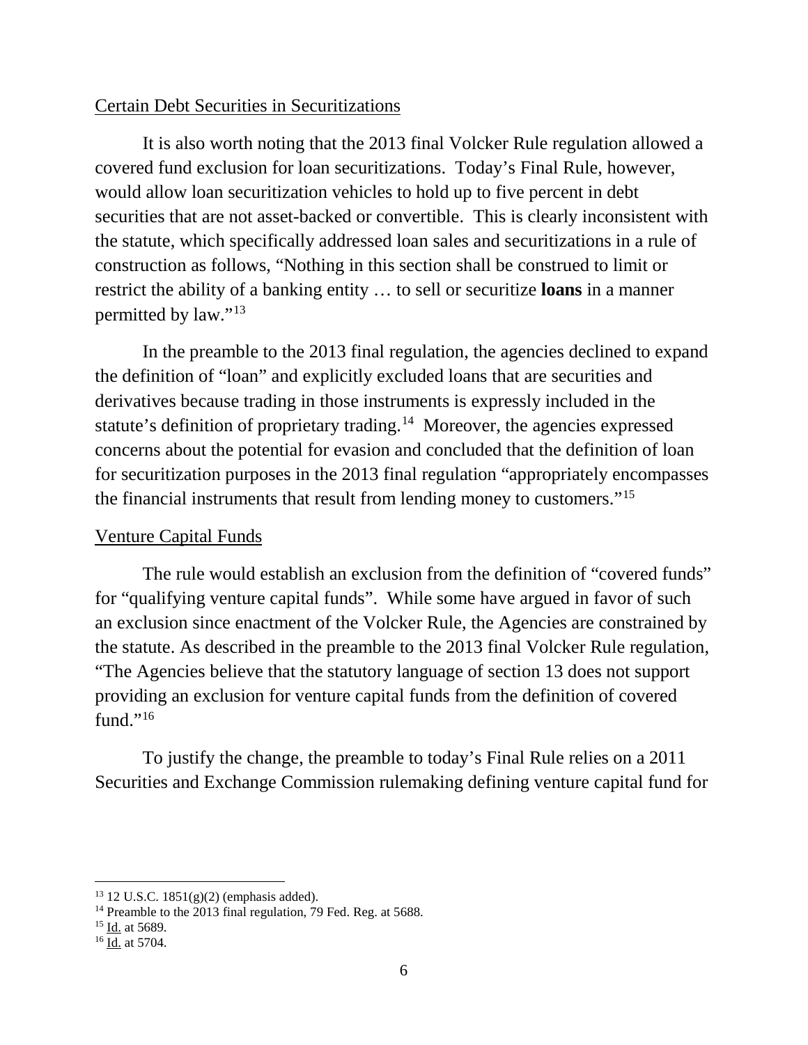Certain Debt Securities in Securitizations

It is also worth noting that the 2013 final Volcker Rule regulation allowed a covered fund exclusion for loan securitizations. Today's Final Rule, however, would allow loan securitization vehicles to hold up to five percent in debt securities that are not asset-backed or convertible. This is clearly inconsistent with the statute, which specifically addressed loan sales and securitizations in a rule of construction as follows, "Nothing in this section shall be construed to limit or restrict the ability of a banking entity … to sell or securitize **loans** in a manner permitted by law."[13]

In the preamble to the 2013 final regulation, the agencies declined to expand the definition of "loan" and explicitly excluded loans that are securities and derivatives because trading in those instruments is expressly included in the statute's definition of proprietary trading.[14] Moreover, the agencies expressed concerns about the potential for evasion and concluded that the definition of loan for securitization purposes in the 2013 final regulation "appropriately encompasses the financial instruments that result from lending money to customers."[15]

Venture Capital Funds

The rule would establish an exclusion from the definition of "covered funds" for "qualifying venture capital funds". While some have argued in favor of such an exclusion since enactment of the Volcker Rule, the Agencies are constrained by the statute. As described in the preamble to the 2013 final Volcker Rule regulation, "The Agencies believe that the statutory language of section 13 does not support providing an exclusion for venture capital funds from the definition of covered fund."[16]

To justify the change, the preamble to today's Final Rule relies on a 2011 Securities and Exchange Commission rulemaking defining venture capital fund for

---

[13] 12 U.S.C. 1851(g)(2) (emphasis added).

[14] Preamble to the 2013 final regulation, 79 Fed. Reg. at 5688.

[15] Id. at 5689.

[16] Id. at 5704.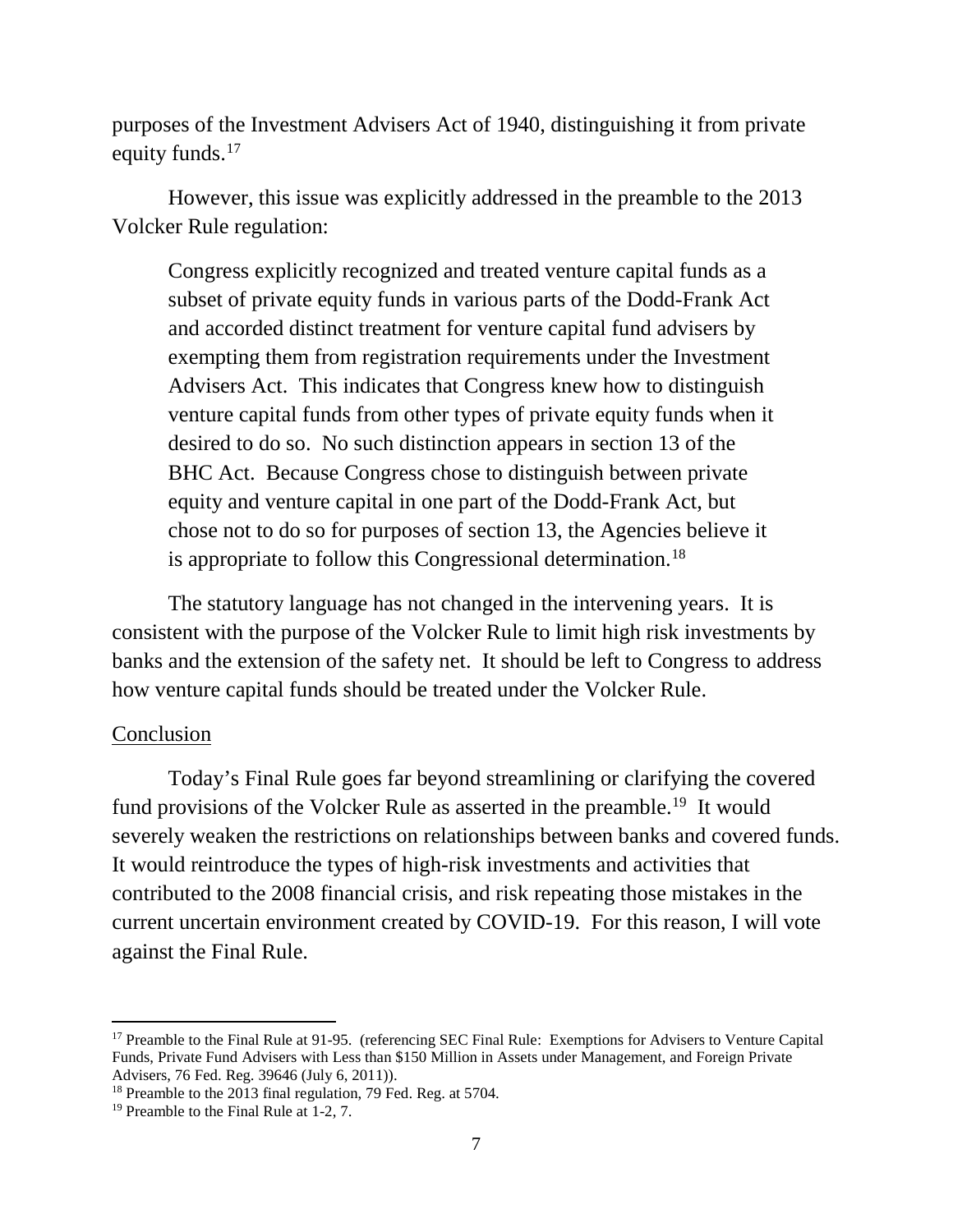purposes of the Investment Advisers Act of 1940, distinguishing it from private equity funds.[17]

However, this issue was explicitly addressed in the preamble to the 2013 Volcker Rule regulation:

> Congress explicitly recognized and treated venture capital funds as a subset of private equity funds in various parts of the Dodd-Frank Act and accorded distinct treatment for venture capital fund advisers by exempting them from registration requirements under the Investment Advisers Act. This indicates that Congress knew how to distinguish venture capital funds from other types of private equity funds when it desired to do so. No such distinction appears in section 13 of the BHC Act. Because Congress chose to distinguish between private equity and venture capital in one part of the Dodd-Frank Act, but chose not to do so for purposes of section 13, the Agencies believe it is appropriate to follow this Congressional determination.[18]

The statutory language has not changed in the intervening years. It is consistent with the purpose of the Volcker Rule to limit high risk investments by banks and the extension of the safety net. It should be left to Congress to address how venture capital funds should be treated under the Volcker Rule.

Conclusion

Today's Final Rule goes far beyond streamlining or clarifying the covered fund provisions of the Volcker Rule as asserted in the preamble.[19] It would severely weaken the restrictions on relationships between banks and covered funds. It would reintroduce the types of high-risk investments and activities that contributed to the 2008 financial crisis, and risk repeating those mistakes in the current uncertain environment created by COVID-19. For this reason, I will vote against the Final Rule.

---

[17] Preamble to the Final Rule at 91-95. (referencing SEC Final Rule: Exemptions for Advisers to Venture Capital Funds, Private Fund Advisers with Less than $150 Million in Assets under Management, and Foreign Private Advisers, 76 Fed. Reg. 39646 (July 6, 2011)).

[18] Preamble to the 2013 final regulation, 79 Fed. Reg. at 5704.

[19] Preamble to the Final Rule at 1-2, 7.